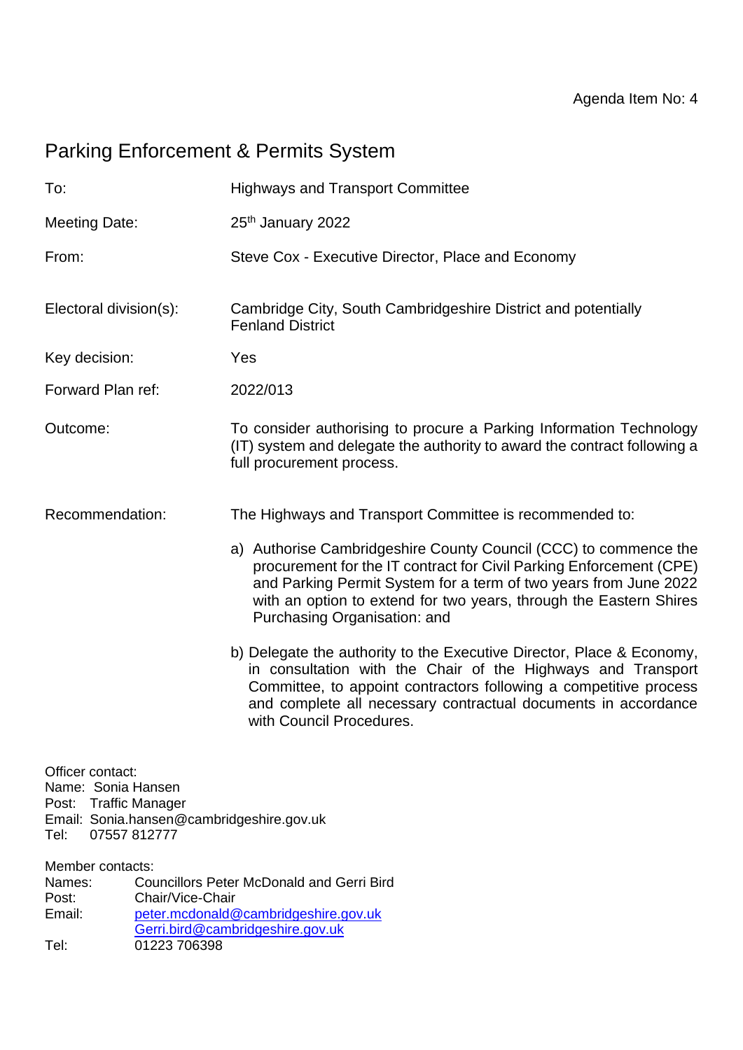Agenda Item No: 4

# Parking Enforcement & Permits System

| | |
|---|---|
| To: | Highways and Transport Committee |
| Meeting Date: | 25th January 2022 |
| From: | Steve Cox - Executive Director, Place and Economy |
| Electoral division(s): | Cambridge City, South Cambridgeshire District and potentially Fenland District |
| Key decision: | Yes |
| Forward Plan ref: | 2022/013 |
| Outcome: | To consider authorising to procure a Parking Information Technology (IT) system and delegate the authority to award the contract following a full procurement process. |
| Recommendation: | The Highways and Transport Committee is recommended to: |

a) Authorise Cambridgeshire County Council (CCC) to commence the procurement for the IT contract for Civil Parking Enforcement (CPE) and Parking Permit System for a term of two years from June 2022 with an option to extend for two years, through the Eastern Shires Purchasing Organisation: and

b) Delegate the authority to the Executive Director, Place & Economy, in consultation with the Chair of the Highways and Transport Committee, to appoint contractors following a competitive process and complete all necessary contractual documents in accordance with Council Procedures.

Officer contact:
Name: Sonia Hansen
Post: Traffic Manager
Email: Sonia.hansen@cambridgeshire.gov.uk
Tel: 07557 812777

Member contacts:
Names: Councillors Peter McDonald and Gerri Bird
Post: Chair/Vice-Chair
Email: peter.mcdonald@cambridgeshire.gov.uk
Gerri.bird@cambridgeshire.gov.uk
Tel: 01223 706398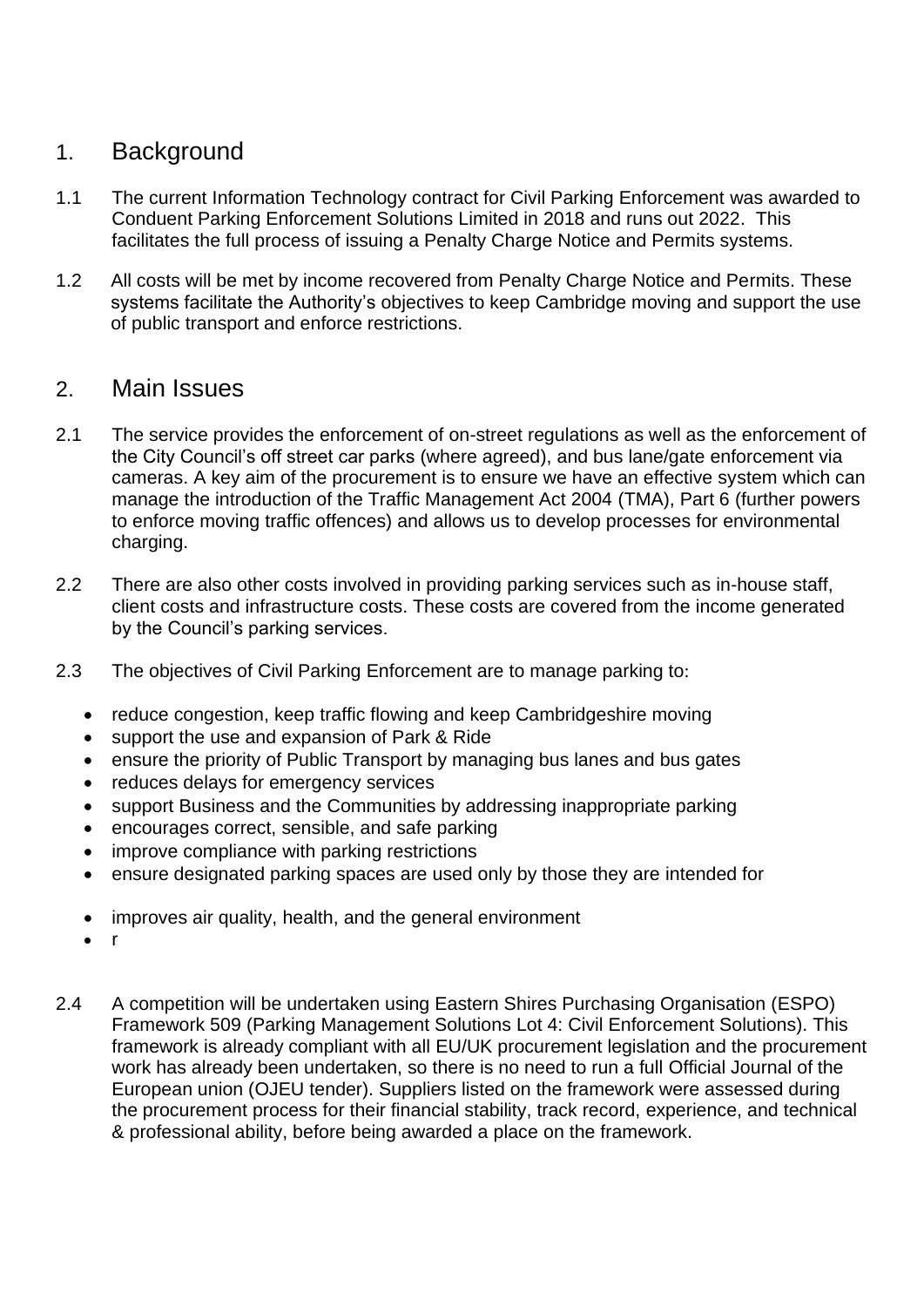## 1. Background

1.1 The current Information Technology contract for Civil Parking Enforcement was awarded to Conduent Parking Enforcement Solutions Limited in 2018 and runs out 2022. This facilitates the full process of issuing a Penalty Charge Notice and Permits systems.

1.2 All costs will be met by income recovered from Penalty Charge Notice and Permits. These systems facilitate the Authority's objectives to keep Cambridge moving and support the use of public transport and enforce restrictions.

## 2. Main Issues

2.1 The service provides the enforcement of on-street regulations as well as the enforcement of the City Council's off street car parks (where agreed), and bus lane/gate enforcement via cameras. A key aim of the procurement is to ensure we have an effective system which can manage the introduction of the Traffic Management Act 2004 (TMA), Part 6 (further powers to enforce moving traffic offences) and allows us to develop processes for environmental charging.

2.2 There are also other costs involved in providing parking services such as in-house staff, client costs and infrastructure costs. These costs are covered from the income generated by the Council's parking services.

2.3 The objectives of Civil Parking Enforcement are to manage parking to:

- reduce congestion, keep traffic flowing and keep Cambridgeshire moving
- support the use and expansion of Park & Ride
- ensure the priority of Public Transport by managing bus lanes and bus gates
- reduces delays for emergency services
- support Business and the Communities by addressing inappropriate parking
- encourages correct, sensible, and safe parking
- improve compliance with parking restrictions
- ensure designated parking spaces are used only by those they are intended for
- improves air quality, health, and the general environment
- r

2.4 A competition will be undertaken using Eastern Shires Purchasing Organisation (ESPO) Framework 509 (Parking Management Solutions Lot 4: Civil Enforcement Solutions). This framework is already compliant with all EU/UK procurement legislation and the procurement work has already been undertaken, so there is no need to run a full Official Journal of the European union (OJEU tender). Suppliers listed on the framework were assessed during the procurement process for their financial stability, track record, experience, and technical & professional ability, before being awarded a place on the framework.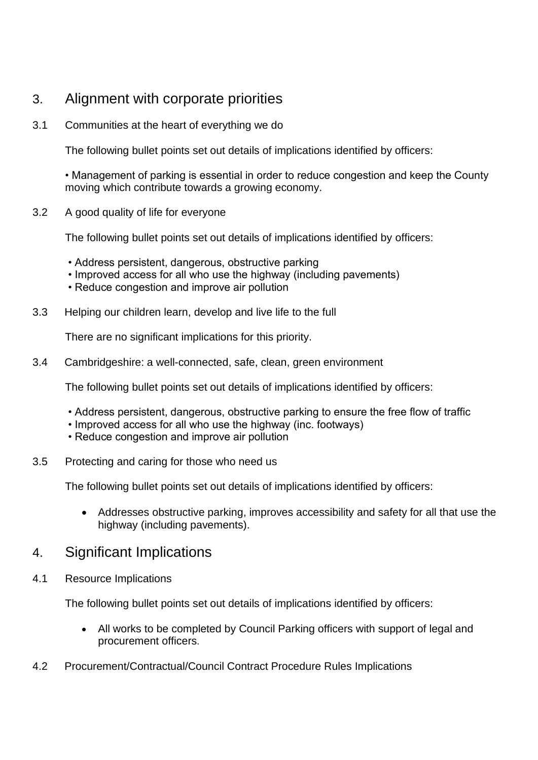## 3. Alignment with corporate priorities

3.1 Communities at the heart of everything we do

The following bullet points set out details of implications identified by officers:

- Management of parking is essential in order to reduce congestion and keep the County moving which contribute towards a growing economy.

3.2 A good quality of life for everyone

The following bullet points set out details of implications identified by officers:

- Address persistent, dangerous, obstructive parking
- Improved access for all who use the highway (including pavements)
- Reduce congestion and improve air pollution

3.3 Helping our children learn, develop and live life to the full

There are no significant implications for this priority.

3.4 Cambridgeshire: a well-connected, safe, clean, green environment

The following bullet points set out details of implications identified by officers:

- Address persistent, dangerous, obstructive parking to ensure the free flow of traffic
- Improved access for all who use the highway (inc. footways)
- Reduce congestion and improve air pollution

3.5 Protecting and caring for those who need us

The following bullet points set out details of implications identified by officers:

- Addresses obstructive parking, improves accessibility and safety for all that use the highway (including pavements).

## 4. Significant Implications

4.1 Resource Implications

The following bullet points set out details of implications identified by officers:

- All works to be completed by Council Parking officers with support of legal and procurement officers.

4.2 Procurement/Contractual/Council Contract Procedure Rules Implications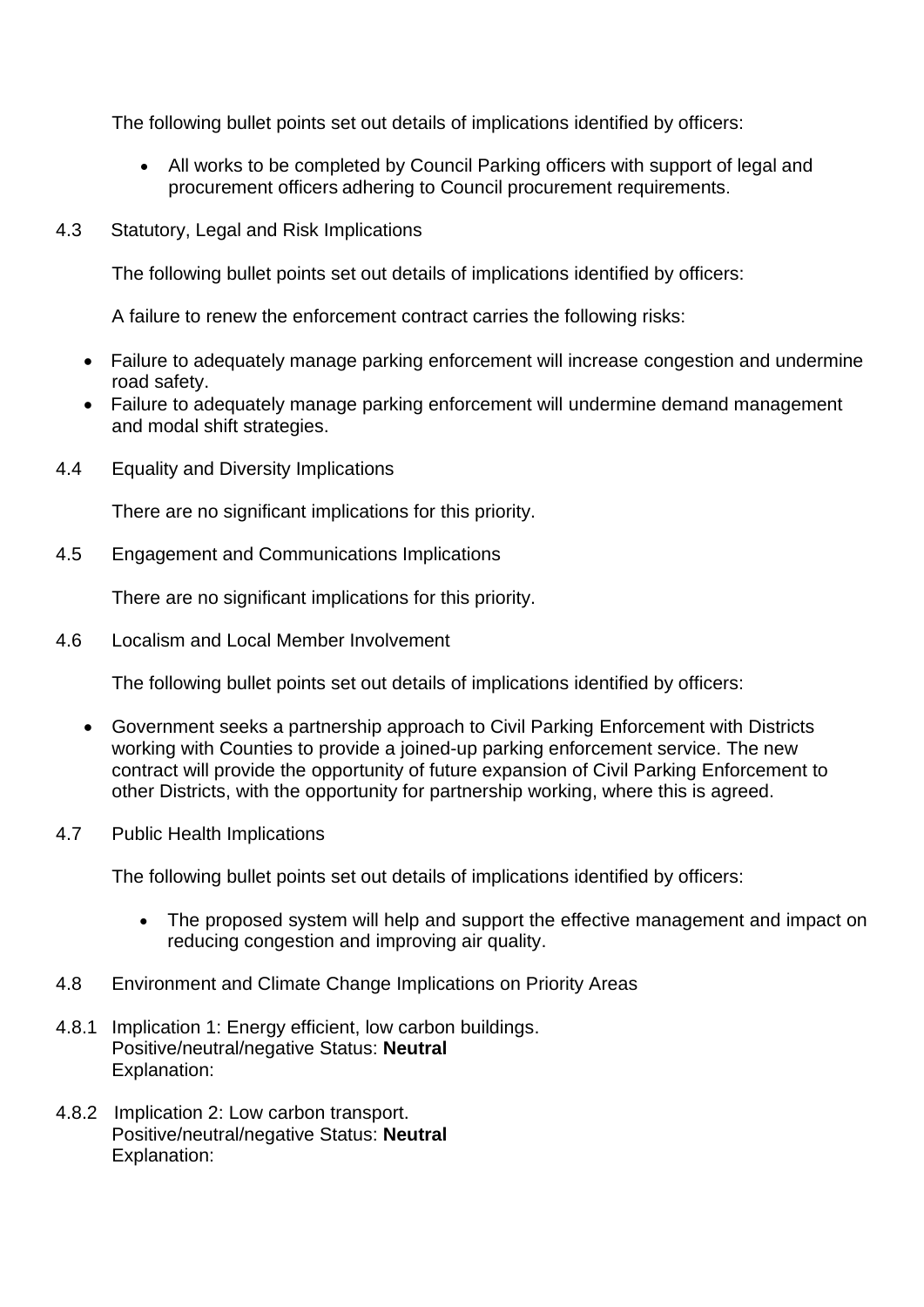The following bullet points set out details of implications identified by officers:

- All works to be completed by Council Parking officers with support of legal and procurement officers adhering to Council procurement requirements.

4.3 Statutory, Legal and Risk Implications

The following bullet points set out details of implications identified by officers:

A failure to renew the enforcement contract carries the following risks:

- Failure to adequately manage parking enforcement will increase congestion and undermine road safety.
- Failure to adequately manage parking enforcement will undermine demand management and modal shift strategies.

4.4 Equality and Diversity Implications

There are no significant implications for this priority.

4.5 Engagement and Communications Implications

There are no significant implications for this priority.

4.6 Localism and Local Member Involvement

The following bullet points set out details of implications identified by officers:

- Government seeks a partnership approach to Civil Parking Enforcement with Districts working with Counties to provide a joined-up parking enforcement service. The new contract will provide the opportunity of future expansion of Civil Parking Enforcement to other Districts, with the opportunity for partnership working, where this is agreed.

4.7 Public Health Implications

The following bullet points set out details of implications identified by officers:

- The proposed system will help and support the effective management and impact on reducing congestion and improving air quality.

4.8 Environment and Climate Change Implications on Priority Areas

4.8.1 Implication 1: Energy efficient, low carbon buildings.
Positive/neutral/negative Status: **Neutral**
Explanation:

4.8.2 Implication 2: Low carbon transport.
Positive/neutral/negative Status: **Neutral**
Explanation: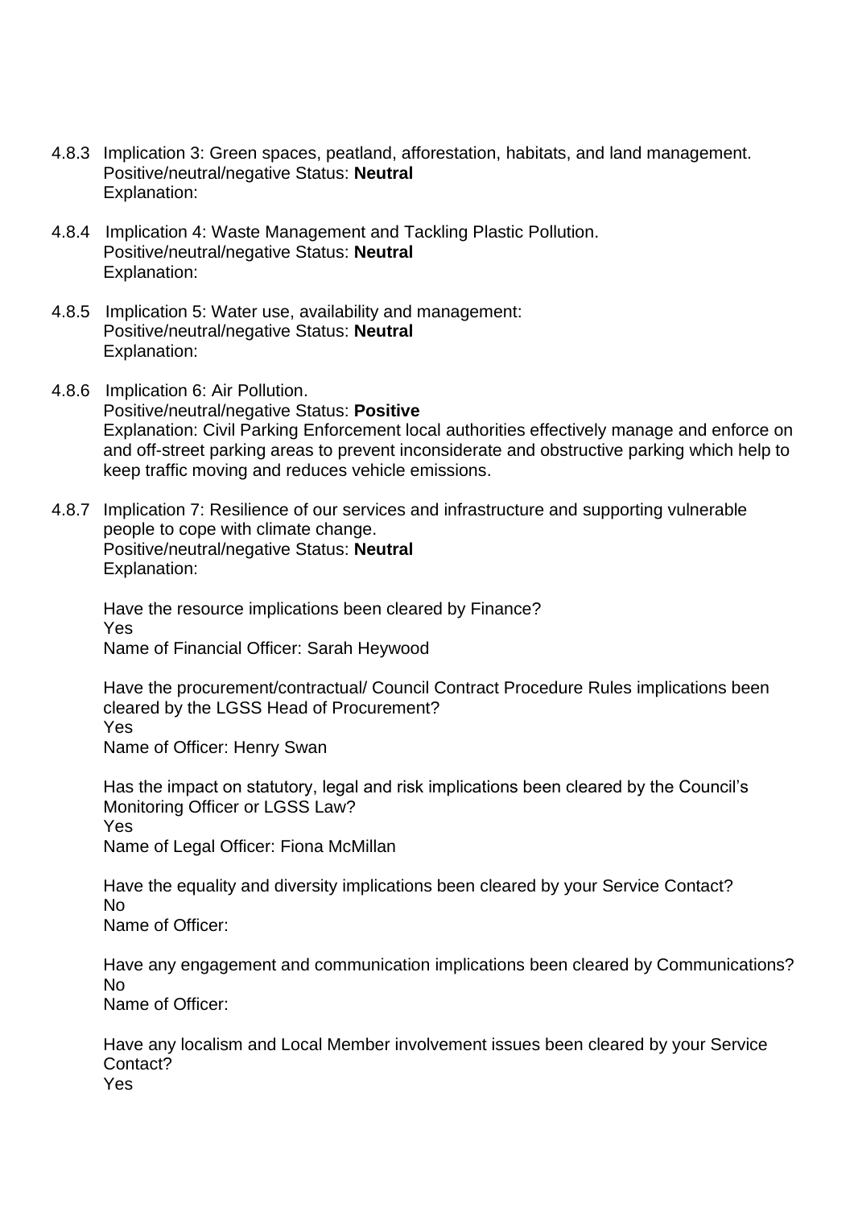4.8.3 Implication 3: Green spaces, peatland, afforestation, habitats, and land management.
Positive/neutral/negative Status: **Neutral**
Explanation:

4.8.4 Implication 4: Waste Management and Tackling Plastic Pollution.
Positive/neutral/negative Status: **Neutral**
Explanation:

4.8.5 Implication 5: Water use, availability and management:
Positive/neutral/negative Status: **Neutral**
Explanation:

4.8.6 Implication 6: Air Pollution.
Positive/neutral/negative Status: **Positive**
Explanation: Civil Parking Enforcement local authorities effectively manage and enforce on and off-street parking areas to prevent inconsiderate and obstructive parking which help to keep traffic moving and reduces vehicle emissions.

4.8.7 Implication 7: Resilience of our services and infrastructure and supporting vulnerable people to cope with climate change.
Positive/neutral/negative Status: **Neutral**
Explanation:

Have the resource implications been cleared by Finance?
Yes
Name of Financial Officer: Sarah Heywood

Have the procurement/contractual/ Council Contract Procedure Rules implications been cleared by the LGSS Head of Procurement?
Yes
Name of Officer: Henry Swan

Has the impact on statutory, legal and risk implications been cleared by the Council's Monitoring Officer or LGSS Law?
Yes
Name of Legal Officer: Fiona McMillan

Have the equality and diversity implications been cleared by your Service Contact?
No
Name of Officer:

Have any engagement and communication implications been cleared by Communications?
No
Name of Officer:

Have any localism and Local Member involvement issues been cleared by your Service Contact?
Yes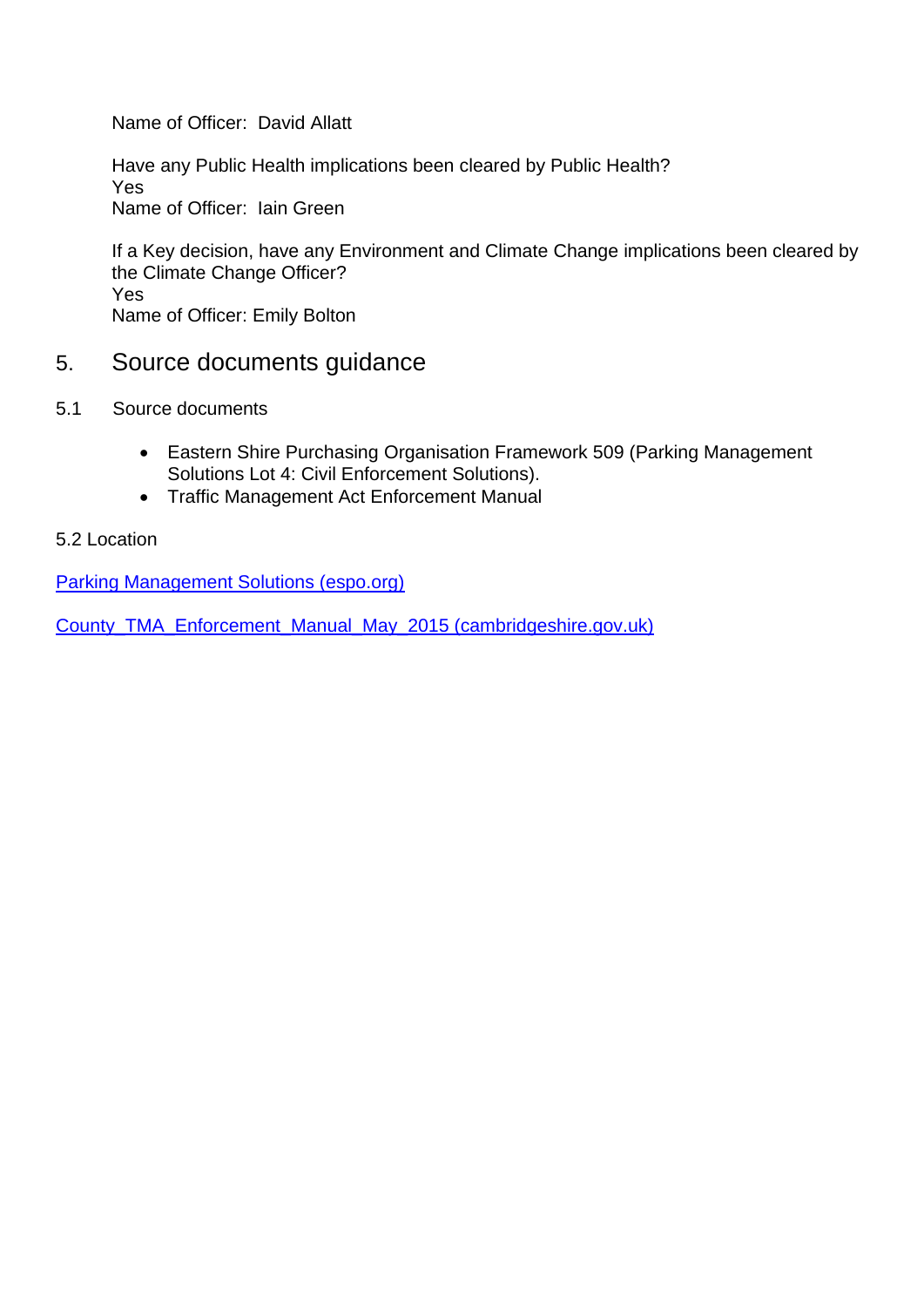Name of Officer: David Allatt

Have any Public Health implications been cleared by Public Health?
Yes
Name of Officer: Iain Green

If a Key decision, have any Environment and Climate Change implications been cleared by the Climate Change Officer?
Yes
Name of Officer: Emily Bolton

## 5. Source documents guidance

### 5.1 Source documents

- Eastern Shire Purchasing Organisation Framework 509 (Parking Management Solutions Lot 4: Civil Enforcement Solutions).
- Traffic Management Act Enforcement Manual

### 5.2 Location

Parking Management Solutions (espo.org)

County_TMA_Enforcement_Manual_May_2015 (cambridgeshire.gov.uk)